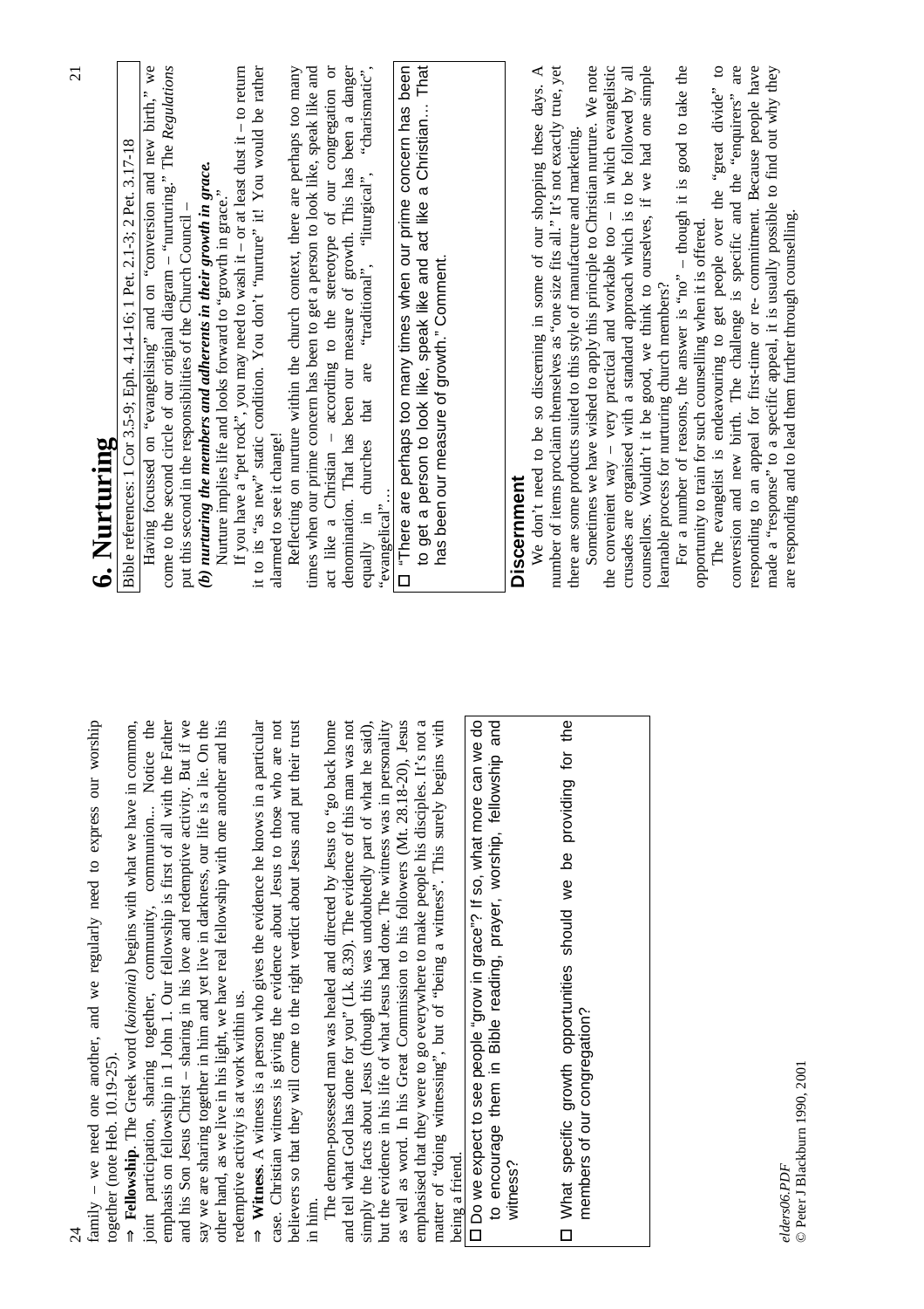family – we need one another, and we regularly need to express our worship together (note Heb. 10.19-25).

⇒ **Fellowship**. The Greek word (*koinonia*) begins with what we have in common, joint participation, sharing together, community, communion... Notice the emphasis on fellowship in 1 John 1. Our fellowship is first of all with the Father and his Son Jesus Christ – sharing in his love and redemptive activity. But if we say we are sharing together in him and yet live in darkness, our life is a lie. On the other hand, as we live in his light, we have real fellowship with one another and his redemptive activity is at work within us.

⇒ **Witness**. A witness is a person who gives the evidence he knows in a particular case. Christian witness is giving the evidence about Jesus to those who are not believers so that they will come to the right verdict about Jesus and put their trust in him.

The demon-possessed man was healed and directed by Jesus to "go back home and tell what God has done for you" (Lk. 8.39). The evidence of this man was not simply the facts about Jesus (though this was undoubtedly part of what he said), but the evidence in his life of what Jesus had done. The witness was in personality as well as word. In his Great Commission to his followers (Mt. 28.18-20), Jesus emphasised that they were to go everywhere to make people his disciples. It's not a matter of "doing witnessing", but of "being a witness". This surely begins with being a friend.

- ☐ Do we expect to see people "grow in grace"? If so, what more can we do to encourage them in Bible reading, prayer, worship, fellowship and witness?
- ☐ What specific growth opportunities should we be providing for the members of our congregation?

# 6. Nurturing

Bible references: 1 Cor 3.5-9; Eph. 4.14-16; 1 Pet. 2.1-3; 2 Pet. 3.17-18

Having focussed on "evangelising" and on "conversion and new birth," we come to the second circle of our original diagram – "nurturing." The *Regulations* put this second in the responsibilities of the Church Council –

***(b) nurturing the members and adherents in their growth in grace.***

Nurture implies life and looks forward to "growth in grace."

If you have a "pet rock", you may need to wash it – or at least dust it – to return it to its "as new" static condition. You don't "nurture" it! You would be rather alarmed to see it change!

Reflecting on nurture within the church context, there are perhaps too many times when our prime concern has been to get a person to look like, speak like and act like a Christian – according to the stereotype of our congregation or denomination. That has been our measure of growth. This has been a danger equally in churches that are "traditional", "liturgical", "charismatic", "evangelical"...

- ☐ "There are perhaps too many times when our prime concern has been to get a person to look like, speak like and act like a Christian... That has been our measure of growth." Comment.

## Discernment

We don't need to be so discerning in some of our shopping these days. A number of items proclaim themselves as "one size fits all." It's not exactly true, yet there are some products suited to this style of manufacture and marketing.

Sometimes we have wished to apply this principle to Christian nurture. We note the convenient way – very practical and workable too – in which evangelistic crusades are organised with a standard approach which is to be followed by all counsellors. Wouldn't it be good, we think to ourselves, if we had one simple learnable process for nurturing church members?

For a number of reasons, the answer is "no" – though it is good to take the opportunity to train for such counselling when it is offered.

The evangelist is endeavouring to get people over the "great divide" to conversion and new birth. The challenge is specific and the "enquirers" are responding to an appeal for first-time or re- commitment. Because people have made a "response" to a specific appeal, it is usually possible to find out why they are responding and to lead them further through counselling.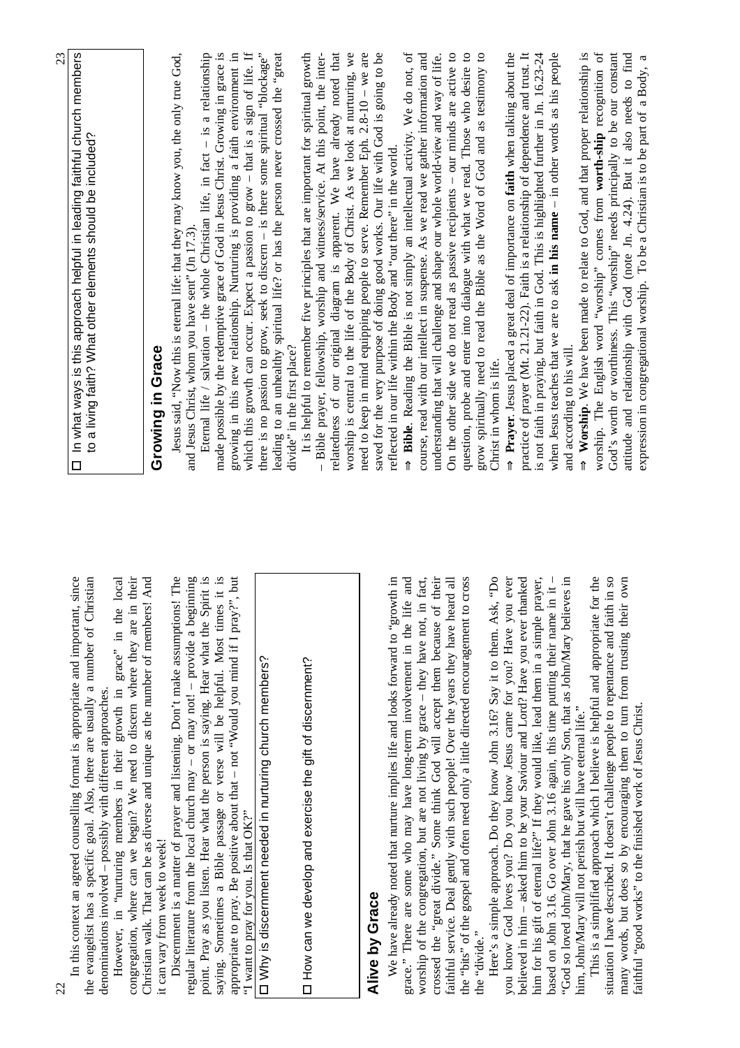In this context an agreed counselling format is appropriate and important, since the evangelist has a specific goal. Also, there are usually a number of Christian denominations involved – possibly with different approaches.

However, in "nurturing members in their growth in grace" in the local congregation, where can we begin? We need to discern where they are in their Christian walk. That can be as diverse and unique as the number of members! And it can vary from week to week!

Discernment is a matter of prayer and listening. Don't make assumptions! The regular literature from the local church may – or may not! – provide a beginning point. Pray as you listen. Hear what the person is saying. Hear what the Spirit is saying. Sometimes a Bible passage or verse will be helpful. Most times it is appropriate to pray. Be positive about that – not "Would you mind if I pray?", but "I want to pray for you. Is that OK?"

> ☐ Why is discernment needed in nurturing church members?
>
> ☐ How can we develop and exercise the gift of discernment?

## Alive by Grace

We have already noted that nurture implies life and looks forward to "growth in grace." There are some who may have long-term involvement in the life and worship of the congregation, but are not living by grace – they have not, in fact, crossed the "great divide." Some think God will accept them because of their faithful service. Deal gently with such people! Over the years they have heard all the "bits" of the gospel and often need only a little directed encouragement to cross the "divide."

Here's a simple approach. Do they know John 3.16? Say it to them. Ask, "Do you know God loves you? Do you know Jesus came for you? Have you ever believed in him – asked him to be your Saviour and Lord? Have you ever thanked him for his gift of eternal life?" If they would like, lead them in a simple prayer, based on John 3.16. Go over John 3.16 again, this time putting their name in it – "God so loved John/Mary, that he gave his only Son, that as John/Mary believes in him, John/Mary will not perish but will have eternal life."

This is a simplified approach which I believe is helpful and appropriate for the situation I have described. It doesn't challenge people to repentance and faith in so many words, but does so by encouraging them to turn from trusting their own faithful "good works" to the finished work of Jesus Christ.

> ☐ In what ways is this approach helpful in leading faithful church members to a living faith? What other elements should be included?

## Growing in Grace

Jesus said, "Now this is eternal life: that they may know you, the only true God, and Jesus Christ, whom you have sent" (Jn 17.3).

Eternal life / salvation – the whole Christian life, in fact – is a relationship made possible by the redemptive grace of God in Jesus Christ. Growing in grace is growing in this new relationship. Nurturing is providing a faith environment in which this growth can occur. Expect a passion to grow – that is a sign of life. If there is no passion to grow, seek to discern – is there some spiritual "blockage" leading to an unhealthy spiritual life? or has the person never crossed the "great divide" in the first place?

It is helpful to remember five principles that are important for spiritual growth – Bible prayer, fellowship, worship and witness/service. At this point, the inter-relatedness of our original diagram is apparent. We have already noted that worship is central to the life of the Body of Christ. As we look at nurturing, we need to keep in mind equipping people to serve. Remember Eph. 2.8-10 – we are saved for the very purpose of doing good works. Our life with God is going to be reflected in our life within the Body and "out there" in the world.

⇒ **Bible**. Reading the Bible is not simply an intellectual activity. We do not, of course, read with our intellect in suspense. As we read we gather information and understanding that will challenge and shape our whole world-view and way of life. On the other side we do not read as passive recipients – our minds are active to question, probe and enter into dialogue with what we read. Those who desire to grow spiritually need to read the Bible as the Word of God and as testimony to Christ in whom is life.

⇒ **Prayer**. Jesus placed a great deal of importance on **faith** when talking about the practice of prayer (Mt. 21.21-22). Faith is a relationship of dependence and trust. It is not faith in praying, but faith in God. This is highlighted further in Jn. 16.23-24 when Jesus teaches that we are to ask **in his name** – in other words as his people and according to his will.

⇒ **Worship**. We have been made to relate to God, and that proper relationship is worship. The English word "worship" comes from **worth-ship** recognition of God's worth or worthiness. This "worship" needs principally to be our constant attitude and relationship with God (note Jn. 4.24). But it also needs to find expression in congregational worship. To be a Christian is to be part of a Body, a